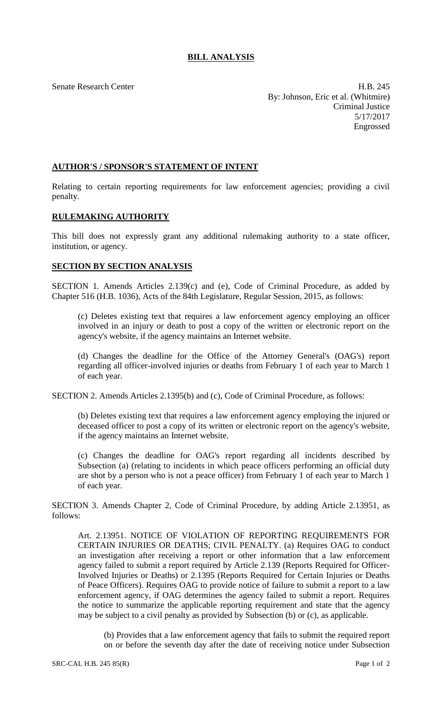# BILL ANALYSIS

Senate Research Center

H.B. 245
By: Johnson, Eric et al. (Whitmire)
Criminal Justice
5/17/2017
Engrossed

## AUTHOR'S / SPONSOR'S STATEMENT OF INTENT

Relating to certain reporting requirements for law enforcement agencies; providing a civil penalty.

## RULEMAKING AUTHORITY

This bill does not expressly grant any additional rulemaking authority to a state officer, institution, or agency.

## SECTION BY SECTION ANALYSIS

SECTION 1. Amends Articles 2.139(c) and (e), Code of Criminal Procedure, as added by Chapter 516 (H.B. 1036), Acts of the 84th Legislature, Regular Session, 2015, as follows:

(c) Deletes existing text that requires a law enforcement agency employing an officer involved in an injury or death to post a copy of the written or electronic report on the agency's website, if the agency maintains an Internet website.

(d) Changes the deadline for the Office of the Attorney General's (OAG's) report regarding all officer-involved injuries or deaths from February 1 of each year to March 1 of each year.

SECTION 2. Amends Articles 2.1395(b) and (c), Code of Criminal Procedure, as follows:

(b) Deletes existing text that requires a law enforcement agency employing the injured or deceased officer to post a copy of its written or electronic report on the agency's website, if the agency maintains an Internet website.

(c) Changes the deadline for OAG's report regarding all incidents described by Subsection (a) (relating to incidents in which peace officers performing an official duty are shot by a person who is not a peace officer) from February 1 of each year to March 1 of each year.

SECTION 3. Amends Chapter 2, Code of Criminal Procedure, by adding Article 2.13951, as follows:

Art. 2.13951. NOTICE OF VIOLATION OF REPORTING REQUIREMENTS FOR CERTAIN INJURIES OR DEATHS; CIVIL PENALTY. (a) Requires OAG to conduct an investigation after receiving a report or other information that a law enforcement agency failed to submit a report required by Article 2.139 (Reports Required for Officer-Involved Injuries or Deaths) or 2.1395 (Reports Required for Certain Injuries or Deaths of Peace Officers). Requires OAG to provide notice of failure to submit a report to a law enforcement agency, if OAG determines the agency failed to submit a report. Requires the notice to summarize the applicable reporting requirement and state that the agency may be subject to a civil penalty as provided by Subsection (b) or (c), as applicable.

(b) Provides that a law enforcement agency that fails to submit the required report on or before the seventh day after the date of receiving notice under Subsection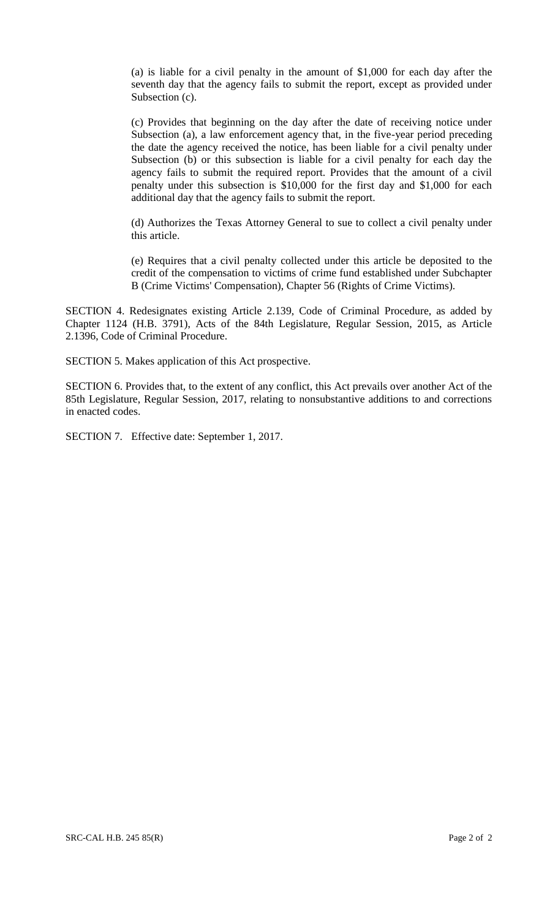(a) is liable for a civil penalty in the amount of $1,000 for each day after the seventh day that the agency fails to submit the report, except as provided under Subsection (c).

(c) Provides that beginning on the day after the date of receiving notice under Subsection (a), a law enforcement agency that, in the five-year period preceding the date the agency received the notice, has been liable for a civil penalty under Subsection (b) or this subsection is liable for a civil penalty for each day the agency fails to submit the required report. Provides that the amount of a civil penalty under this subsection is $10,000 for the first day and $1,000 for each additional day that the agency fails to submit the report.

(d) Authorizes the Texas Attorney General to sue to collect a civil penalty under this article.

(e) Requires that a civil penalty collected under this article be deposited to the credit of the compensation to victims of crime fund established under Subchapter B (Crime Victims' Compensation), Chapter 56 (Rights of Crime Victims).

SECTION 4. Redesignates existing Article 2.139, Code of Criminal Procedure, as added by Chapter 1124 (H.B. 3791), Acts of the 84th Legislature, Regular Session, 2015, as Article 2.1396, Code of Criminal Procedure.

SECTION 5. Makes application of this Act prospective.

SECTION 6. Provides that, to the extent of any conflict, this Act prevails over another Act of the 85th Legislature, Regular Session, 2017, relating to nonsubstantive additions to and corrections in enacted codes.

SECTION 7. Effective date: September 1, 2017.